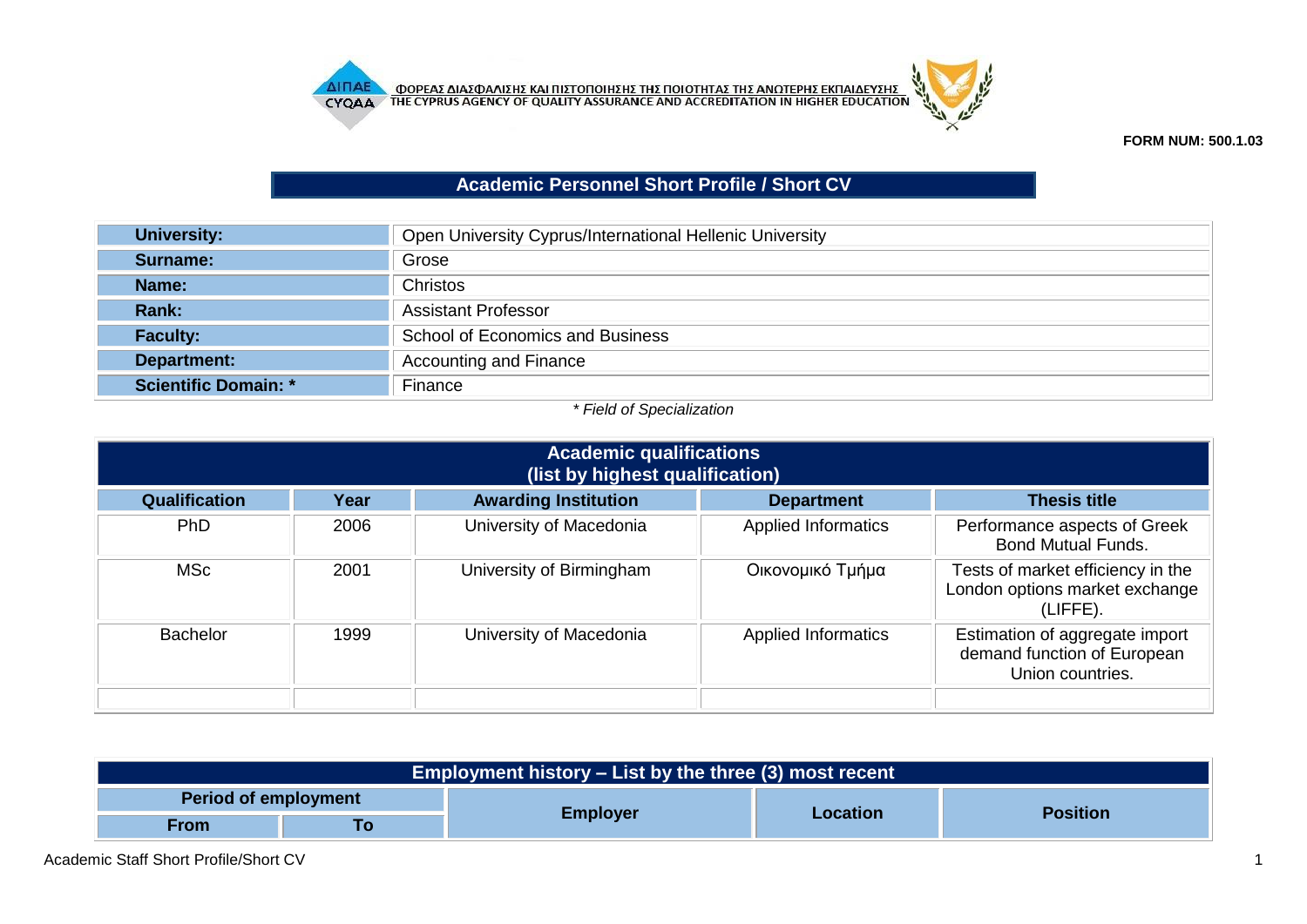ΦΟΡΕΑΣ ΔΙΑΣΦΑΛΙΣΗΣ ΚΑΙ ΠΙΣΤΟΠΟΙΗΣΗΣ ΤΗΣ ΠΟΙΟΤΗΤΑΣ ΤΗΣ ΑΝΩΤΕΡΗΣ ΕΚΠΑΙΔΕΥΣΗΣ
THE CYPRUS AGENCY OF QUALITY ASSURANCE AND ACCREDITATION IN HIGHER EDUCATION

**FORM NUM: 500.1.03**

# Academic Personnel Short Profile / Short CV

| | |
|---|---|
| **University:** | Open University Cyprus/International Hellenic University |
| **Surname:** | Grose |
| **Name:** | Christos |
| **Rank:** | Assistant Professor |
| **Faculty:** | School of Economics and Business |
| **Department:** | Accounting and Finance |
| **Scientific Domain: *** | Finance |

*\* Field of Specialization*

## Academic qualifications (list by highest qualification)

| Qualification | Year | Awarding Institution | Department | Thesis title |
|---|---|---|---|---|
| PhD | 2006 | University of Macedonia | Applied Informatics | Performance aspects of Greek Bond Mutual Funds. |
| MSc | 2001 | University of Birmingham | Οικονομικό Τμήμα | Tests of market efficiency in the London options market exchange (LIFFE). |
| Bachelor | 1999 | University of Macedonia | Applied Informatics | Estimation of aggregate import demand function of European Union countries. |
| | | | | |

## Employment history – List by the three (3) most recent

| Period of employment | | Employer | Location | Position |
|---|---|---|---|---|
| From | To | | | |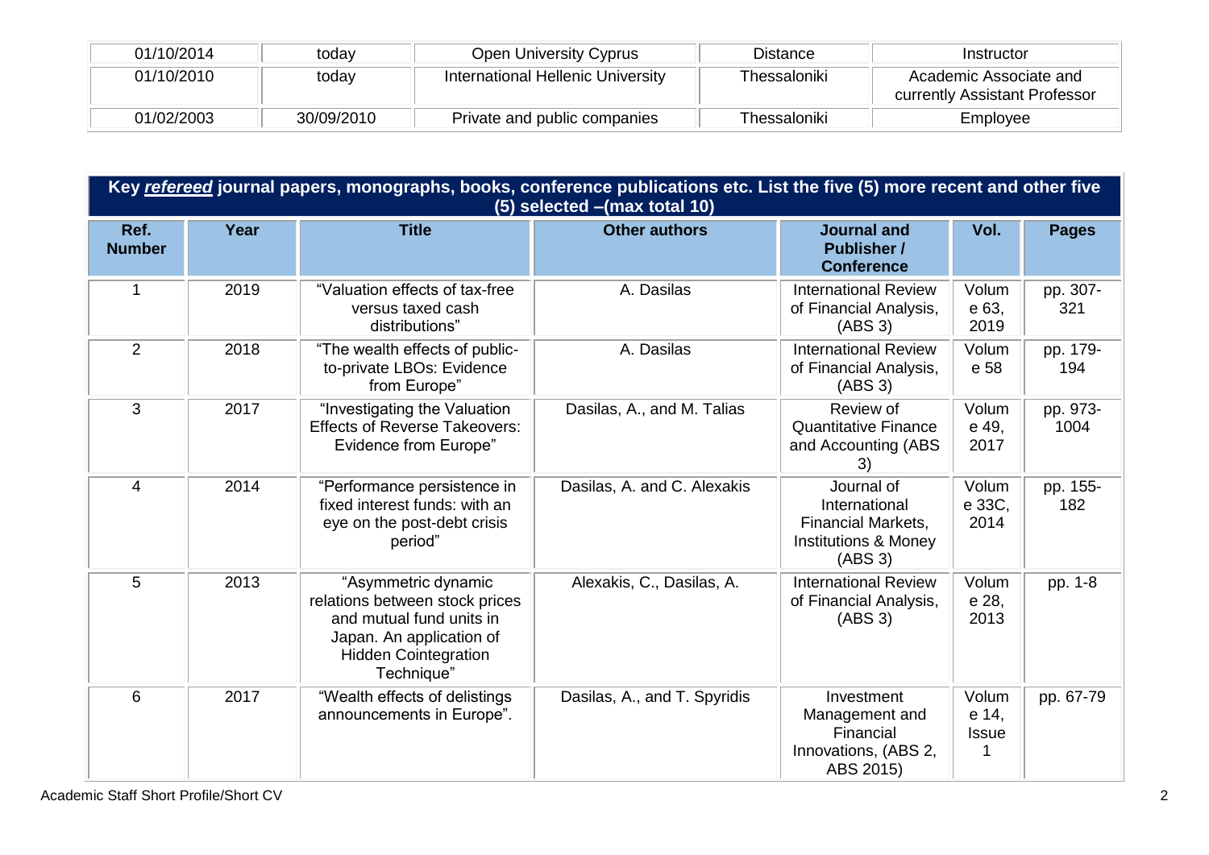| 01/10/2014 | today | Open University Cyprus | Distance | Instructor |
|---|---|---|---|---|
| 01/10/2010 | today | International Hellenic University | Thessaloniki | Academic Associate and currently Assistant Professor |
| 01/02/2003 | 30/09/2010 | Private and public companies | Thessaloniki | Employee |

**Key *refereed* journal papers, monographs, books, conference publications etc. List the five (5) more recent and other five (5) selected –(max total 10)**

| Ref. Number | Year | Title | Other authors | Journal and Publisher / Conference | Vol. | Pages |
|---|---|---|---|---|---|---|
| 1 | 2019 | "Valuation effects of tax-free versus taxed cash distributions" | A. Dasilas | International Review of Financial Analysis, (ABS 3) | Volume 63, 2019 | pp. 307-321 |
| 2 | 2018 | "The wealth effects of public-to-private LBOs: Evidence from Europe" | A. Dasilas | International Review of Financial Analysis, (ABS 3) | Volume 58 | pp. 179-194 |
| 3 | 2017 | "Investigating the Valuation Effects of Reverse Takeovers: Evidence from Europe" | Dasilas, A., and M. Talias | Review of Quantitative Finance and Accounting (ABS 3) | Volume 49, 2017 | pp. 973-1004 |
| 4 | 2014 | "Performance persistence in fixed interest funds: with an eye on the post-debt crisis period" | Dasilas, A. and C. Alexakis | Journal of International Financial Markets, Institutions & Money (ABS 3) | Volume 33C, 2014 | pp. 155-182 |
| 5 | 2013 | "Asymmetric dynamic relations between stock prices and mutual fund units in Japan. An application of Hidden Cointegration Technique" | Alexakis, C., Dasilas, A. | International Review of Financial Analysis, (ABS 3) | Volume 28, 2013 | pp. 1-8 |
| 6 | 2017 | "Wealth effects of delistings announcements in Europe". | Dasilas, A., and T. Spyridis | Investment Management and Financial Innovations, (ABS 2, ABS 2015) | Volume 14, Issue 1 | pp. 67-79 |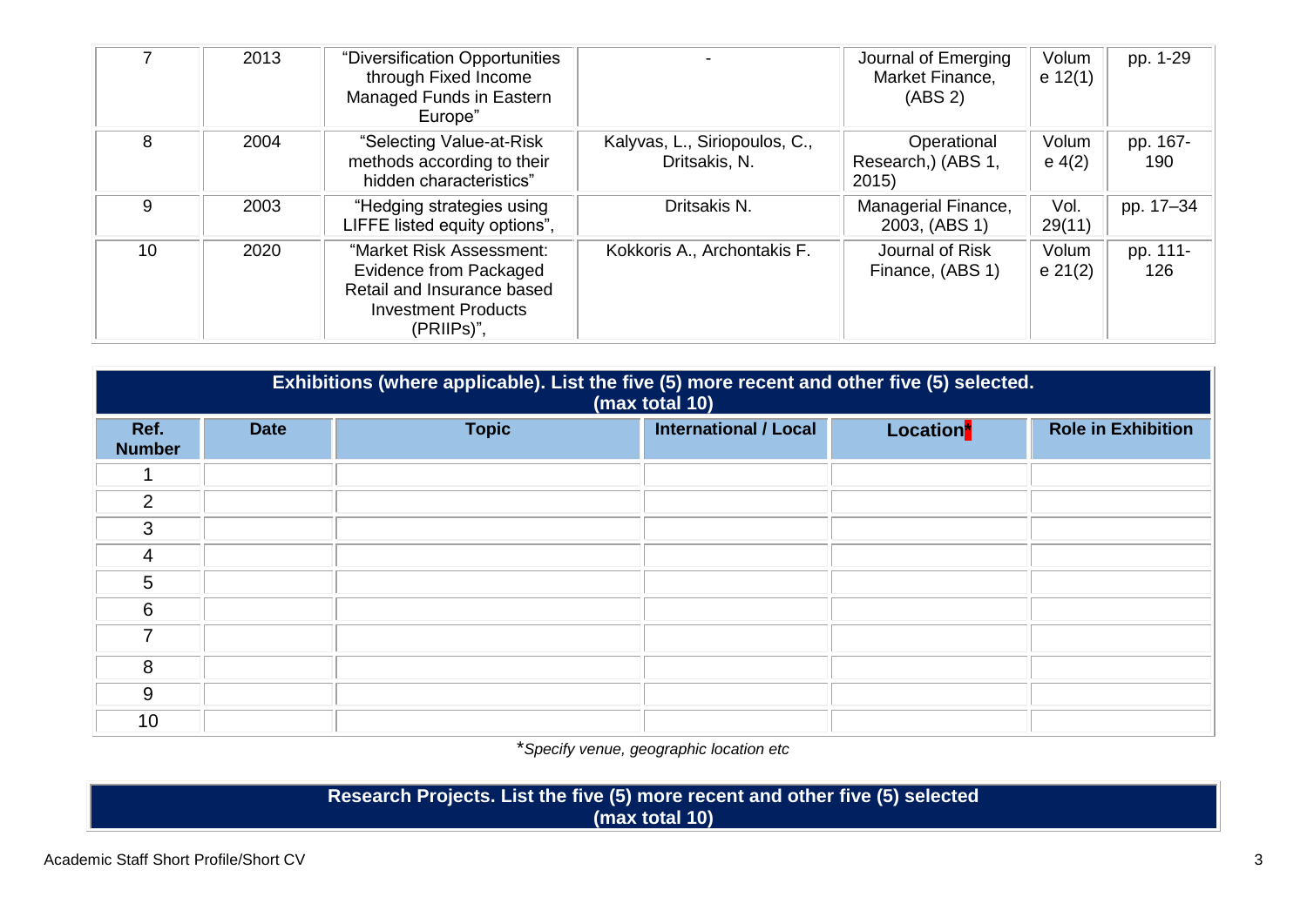| | | | | | | |
|---|---|---|---|---|---|---|
| 7 | 2013 | "Diversification Opportunities through Fixed Income Managed Funds in Eastern Europe" | - | Journal of Emerging Market Finance, (ABS 2) | Volume 12(1) | pp. 1-29 |
| 8 | 2004 | "Selecting Value-at-Risk methods according to their hidden characteristics" | Kalyvas, L., Siriopoulos, C., Dritsakis, N. | Operational Research,) (ABS 1, 2015) | Volume 4(2) | pp. 167-190 |
| 9 | 2003 | "Hedging strategies using LIFFE listed equity options", | Dritsakis N. | Managerial Finance, 2003, (ABS 1) | Vol. 29(11) | pp. 17–34 |
| 10 | 2020 | "Market Risk Assessment: Evidence from Packaged Retail and Insurance based Investment Products (PRIIPs)", | Kokkoris A., Archontakis F. | Journal of Risk Finance, (ABS 1) | Volume 21(2) | pp. 111-126 |

**Exhibitions (where applicable). List the five (5) more recent and other five (5) selected. (max total 10)**

| Ref. Number | Date | Topic | International / Local | Location* | Role in Exhibition |
|---|---|---|---|---|---|
| 1 | | | | | |
| 2 | | | | | |
| 3 | | | | | |
| 4 | | | | | |
| 5 | | | | | |
| 6 | | | | | |
| 7 | | | | | |
| 8 | | | | | |
| 9 | | | | | |
| 10 | | | | | |

**Specify venue, geographic location etc*

**Research Projects. List the five (5) more recent and other five (5) selected (max total 10)**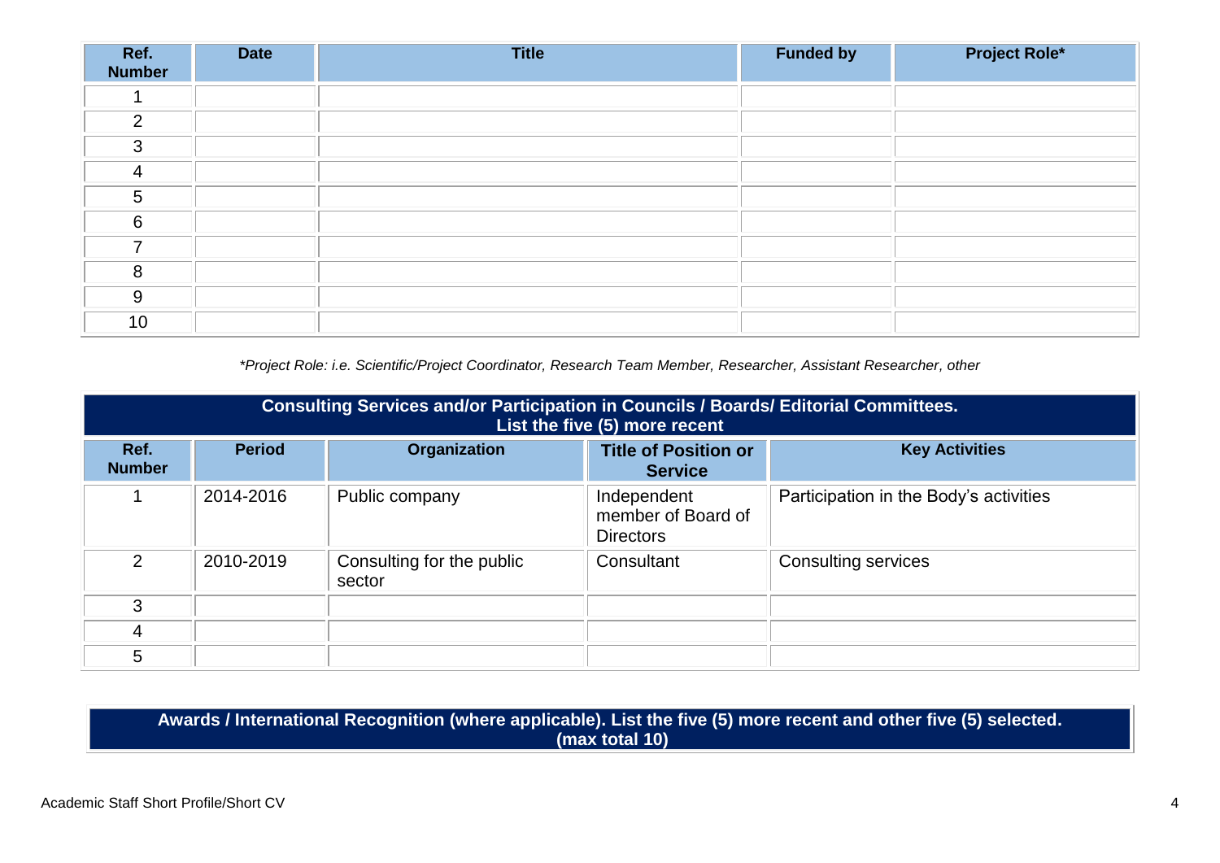| Ref. Number | Date | Title | Funded by | Project Role* |
|---|---|---|---|---|
| 1 | | | | |
| 2 | | | | |
| 3 | | | | |
| 4 | | | | |
| 5 | | | | |
| 6 | | | | |
| 7 | | | | |
| 8 | | | | |
| 9 | | | | |
| 10 | | | | |

*\*Project Role: i.e. Scientific/Project Coordinator, Research Team Member, Researcher, Assistant Researcher, other*

| **Consulting Services and/or Participation in Councils / Boards/ Editorial Committees. List the five (5) more recent** | | | | |
|---|---|---|---|---|
| **Ref. Number** | **Period** | **Organization** | **Title of Position or Service** | **Key Activities** |
| 1 | 2014-2016 | Public company | Independent member of Board of Directors | Participation in the Body's activities |
| 2 | 2010-2019 | Consulting for the public sector | Consultant | Consulting services |
| 3 | | | | |
| 4 | | | | |
| 5 | | | | |

| **Awards / International Recognition (where applicable). List the five (5) more recent and other five (5) selected. (max total 10)** |
|---|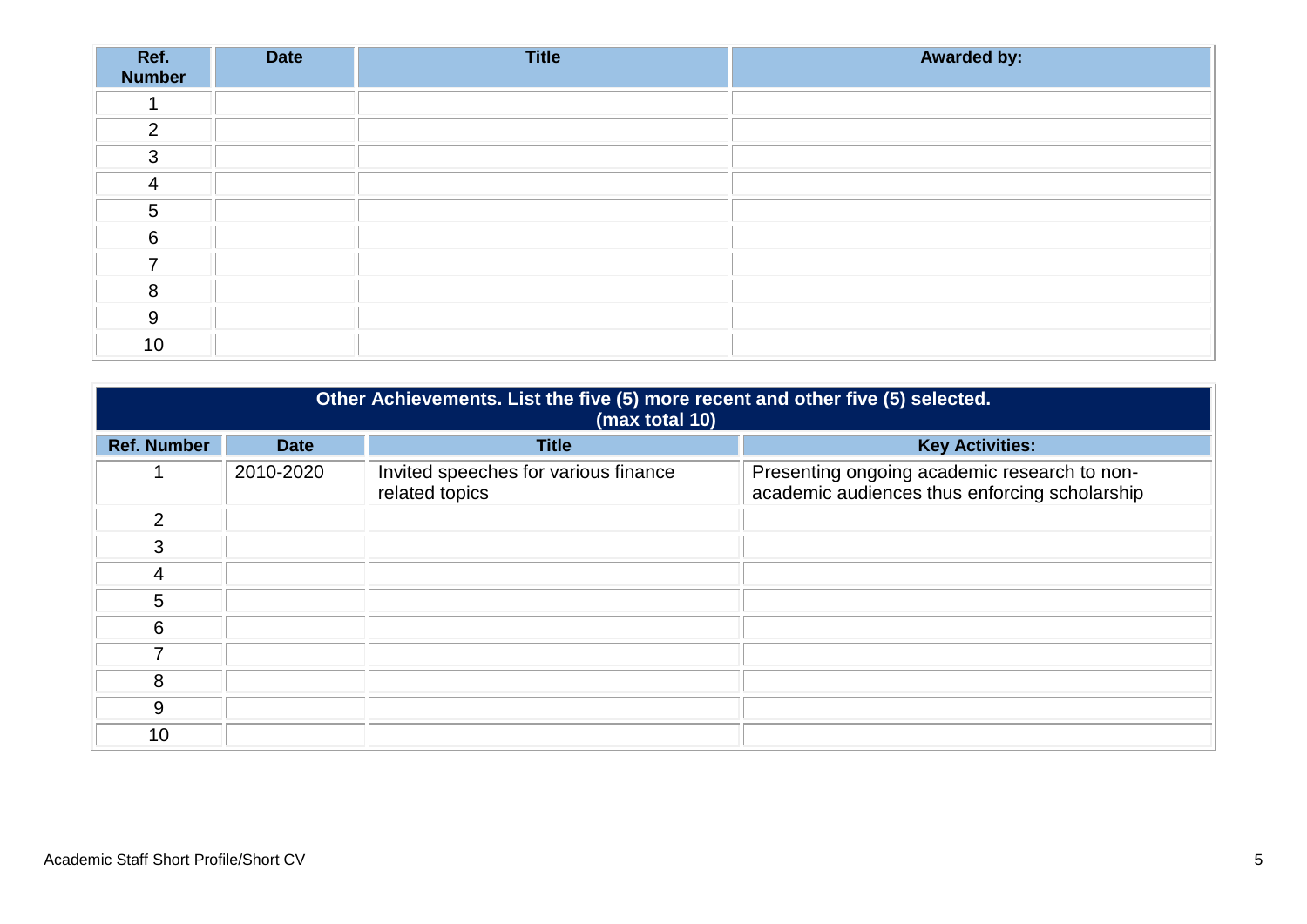| Ref. Number | Date | Title | Awarded by: |
|---|---|---|---|
| 1 | | | |
| 2 | | | |
| 3 | | | |
| 4 | | | |
| 5 | | | |
| 6 | | | |
| 7 | | | |
| 8 | | | |
| 9 | | | |
| 10 | | | |

| Other Achievements. List the five (5) more recent and other five (5) selected. (max total 10) | | | |
|---|---|---|---|
| **Ref. Number** | **Date** | **Title** | **Key Activities:** |
| 1 | 2010-2020 | Invited speeches for various finance related topics | Presenting ongoing academic research to non-academic audiences thus enforcing scholarship |
| 2 | | | |
| 3 | | | |
| 4 | | | |
| 5 | | | |
| 6 | | | |
| 7 | | | |
| 8 | | | |
| 9 | | | |
| 10 | | | |